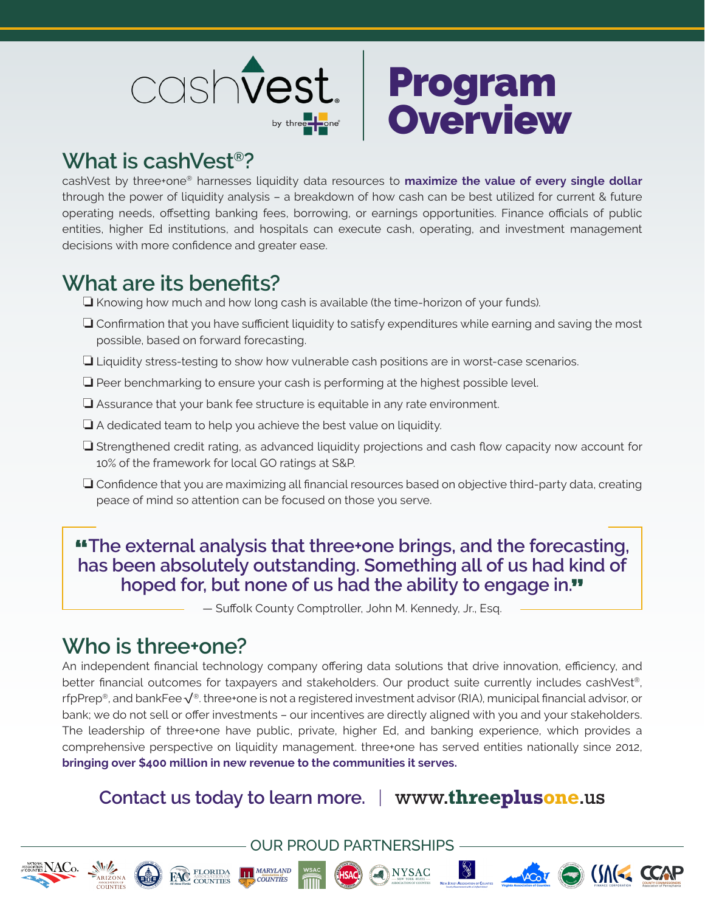cashVest by three+one®

# Program Overview

## What is cashVest®?

cashVest by three+one® harnesses liquidity data resources to **maximize the value of every single dollar** through the power of liquidity analysis – a breakdown of how cash can be best utilized for current & future operating needs, offsetting banking fees, borrowing, or earnings opportunities. Finance officials of public entities, higher Ed institutions, and hospitals can execute cash, operating, and investment management decisions with more confidence and greater ease.

## What are its benefits?

- ❑ Knowing how much and how long cash is available (the time-horizon of your funds).
- ❑ Confirmation that you have sufficient liquidity to satisfy expenditures while earning and saving the most possible, based on forward forecasting.
- ❑ Liquidity stress-testing to show how vulnerable cash positions are in worst-case scenarios.
- ❑ Peer benchmarking to ensure your cash is performing at the highest possible level.
- ❑ Assurance that your bank fee structure is equitable in any rate environment.
- ❑ A dedicated team to help you achieve the best value on liquidity.
- ❑ Strengthened credit rating, as advanced liquidity projections and cash flow capacity now account for 10% of the framework for local GO ratings at S&P.
- ❑ Confidence that you are maximizing all financial resources based on objective third-party data, creating peace of mind so attention can be focused on those you serve.

> **"The external analysis that three+one brings, and the forecasting, has been absolutely outstanding. Something all of us had kind of hoped for, but none of us had the ability to engage in."**
>
> — Suffolk County Comptroller, John M. Kennedy, Jr., Esq.

## Who is three+one?

An independent financial technology company offering data solutions that drive innovation, efficiency, and better financial outcomes for taxpayers and stakeholders. Our product suite currently includes cashVest®, rfpPrep®, and bankFee√®. three+one is not a registered investment advisor (RIA), municipal financial advisor, or bank; we do not sell or offer investments – our incentives are directly aligned with you and your stakeholders. The leadership of three+one have public, private, higher Ed, and banking experience, which provides a comprehensive perspective on liquidity management. three+one has served entities nationally since 2012, **bringing over $400 million in new revenue to the communities it serves.**

**Contact us today to learn more.** | www.threeplusone.us

OUR PROUD PARTNERSHIPS

NACo – National Association of Counties | Arizona Association of Counties | FAC Florida Association of Counties | Maryland Association of Counties | WSAC | HSAC | NYSAC New York State Association of Counties | New Jersey Association of Counties | VACo Virginia Association of Counties | CSAC Finance Corporation | CCAP County Commissioners Association of Pennsylvania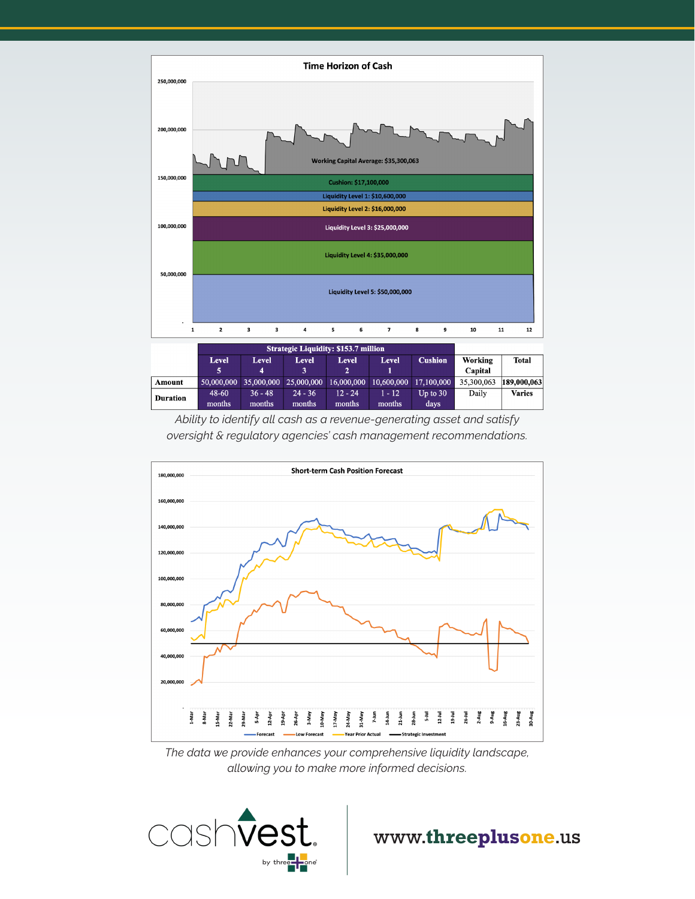Time Horizon of Cash

250,000,000
200,000,000
150,000,000
100,000,000
50,000,000

Working Capital Average: $35,300,063
Cushion: $17,100,000
Liquidity Level 1: $10,600,000
Liquidity Level 2: $16,000,000
Liquidity Level 3: $25,000,000
Liquidity Level 4: $35,000,000
Liquidity Level 5: $50,000,000

1 2 3 3 4 5 6 7 8 9 10 11 12

| | Strategic Liquidity: $153.7 million | | | | | | | |
|---|---|---|---|---|---|---|---|---|
| | Level 5 | Level 4 | Level 3 | Level 2 | Level 1 | Cushion | Working Capital | Total |
| Amount | 50,000,000 | 35,000,000 | 25,000,000 | 16,000,000 | 10,600,000 | 17,100,000 | 35,300,063 | **189,000,063** |
| Duration | 48-60 months | 36 - 48 months | 24 - 36 months | 12 - 24 months | 1 - 12 months | Up to 30 days | Daily | **Varies** |

*Ability to identify all cash as a revenue-generating asset and satisfy oversight & regulatory agencies' cash management recommendations.*

Short-term Cash Position Forecast

180,000,000
160,000,000
140,000,000
120,000,000
100,000,000
80,000,000
60,000,000
40,000,000
20,000,000

1-Mar 8-Mar 15-Mar 22-Mar 29-Mar 5-Apr 12-Apr 19-Apr 26-Apr 3-May 10-May 17-May 24-May 31-May 7-Jun 14-Jun 21-Jun 28-Jun 5-Jul 12-Jul 19-Jul 26-Jul 2-Aug 9-Aug 16-Aug 23-Aug 30-Aug

Forecast, Low Forecast, Year Prior Actual, Strategic Investment

*The data we provide enhances your comprehensive liquidity landscape, allowing you to make more informed decisions.*

cashvest by three+one

www.threeplusone.us